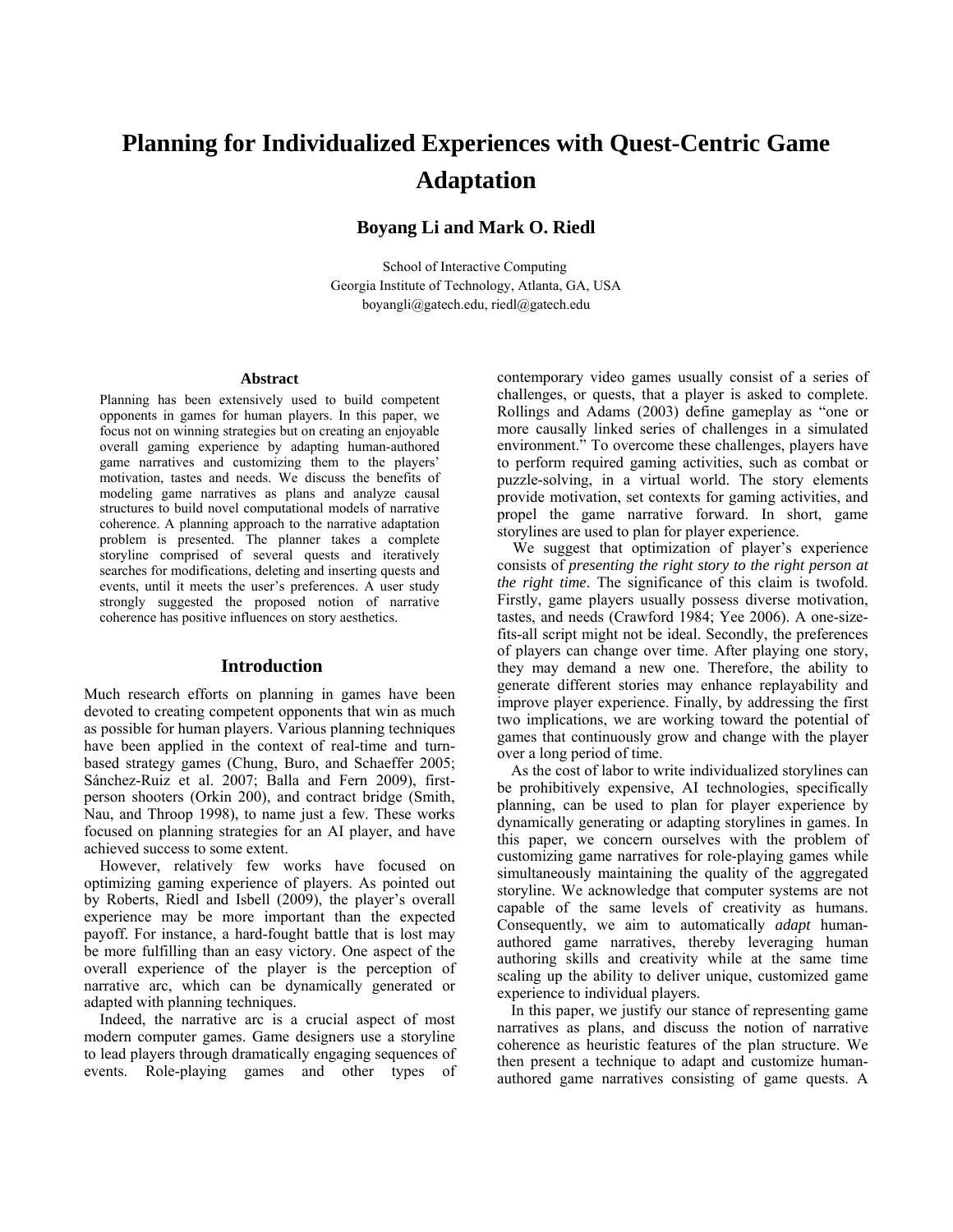# Planning for Individualized Experiences with Quest-Centric Game Adaptation

**Boyang Li and Mark O. Riedl**

School of Interactive Computing
Georgia Institute of Technology, Atlanta, GA, USA
boyangli@gatech.edu, riedl@gatech.edu

### Abstract

Planning has been extensively used to build competent opponents in games for human players. In this paper, we focus not on winning strategies but on creating an enjoyable overall gaming experience by adapting human-authored game narratives and customizing them to the players' motivation, tastes and needs. We discuss the benefits of modeling game narratives as plans and analyze causal structures to build novel computational models of narrative coherence. A planning approach to the narrative adaptation problem is presented. The planner takes a complete storyline comprised of several quests and iteratively searches for modifications, deleting and inserting quests and events, until it meets the user's preferences. A user study strongly suggested the proposed notion of narrative coherence has positive influences on story aesthetics.

## Introduction

Much research efforts on planning in games have been devoted to creating competent opponents that win as much as possible for human players. Various planning techniques have been applied in the context of real-time and turn-based strategy games (Chung, Buro, and Schaeffer 2005; Sánchez-Ruiz et al. 2007; Balla and Fern 2009), first-person shooters (Orkin 200), and contract bridge (Smith, Nau, and Throop 1998), to name just a few. These works focused on planning strategies for an AI player, and have achieved success to some extent.

However, relatively few works have focused on optimizing gaming experience of players. As pointed out by Roberts, Riedl and Isbell (2009), the player's overall experience may be more important than the expected payoff. For instance, a hard-fought battle that is lost may be more fulfilling than an easy victory. One aspect of the overall experience of the player is the perception of narrative arc, which can be dynamically generated or adapted with planning techniques.

Indeed, the narrative arc is a crucial aspect of most modern computer games. Game designers use a storyline to lead players through dramatically engaging sequences of events. Role-playing games and other types of contemporary video games usually consist of a series of challenges, or quests, that a player is asked to complete. Rollings and Adams (2003) define gameplay as "one or more causally linked series of challenges in a simulated environment." To overcome these challenges, players have to perform required gaming activities, such as combat or puzzle-solving, in a virtual world. The story elements provide motivation, set contexts for gaming activities, and propel the game narrative forward. In short, game storylines are used to plan for player experience.

We suggest that optimization of player's experience consists of *presenting the right story to the right person at the right time*. The significance of this claim is twofold. Firstly, game players usually possess diverse motivation, tastes, and needs (Crawford 1984; Yee 2006). A one-size-fits-all script might not be ideal. Secondly, the preferences of players can change over time. After playing one story, they may demand a new one. Therefore, the ability to generate different stories may enhance replayability and improve player experience. Finally, by addressing the first two implications, we are working toward the potential of games that continuously grow and change with the player over a long period of time.

As the cost of labor to write individualized storylines can be prohibitively expensive, AI technologies, specifically planning, can be used to plan for player experience by dynamically generating or adapting storylines in games. In this paper, we concern ourselves with the problem of customizing game narratives for role-playing games while simultaneously maintaining the quality of the aggregated storyline. We acknowledge that computer systems are not capable of the same levels of creativity as humans. Consequently, we aim to automatically *adapt* human-authored game narratives, thereby leveraging human authoring skills and creativity while at the same time scaling up the ability to deliver unique, customized game experience to individual players.

In this paper, we justify our stance of representing game narratives as plans, and discuss the notion of narrative coherence as heuristic features of the plan structure. We then present a technique to adapt and customize human-authored game narratives consisting of game quests. A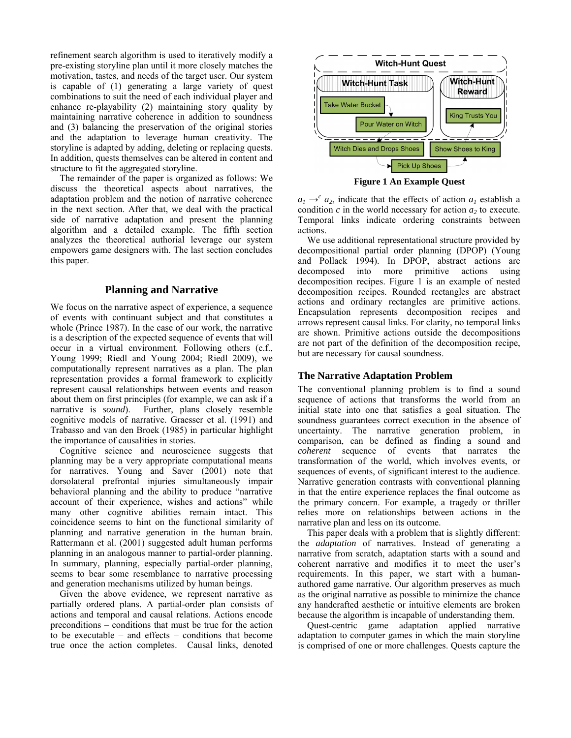refinement search algorithm is used to iteratively modify a pre-existing storyline plan until it more closely matches the motivation, tastes, and needs of the target user. Our system is capable of (1) generating a large variety of quest combinations to suit the need of each individual player and enhance re-playability (2) maintaining story quality by maintaining narrative coherence in addition to soundness and (3) balancing the preservation of the original stories and the adaptation to leverage human creativity. The storyline is adapted by adding, deleting or replacing quests. In addition, quests themselves can be altered in content and structure to fit the aggregated storyline.

The remainder of the paper is organized as follows: We discuss the theoretical aspects about narratives, the adaptation problem and the notion of narrative coherence in the next section. After that, we deal with the practical side of narrative adaptation and present the planning algorithm and a detailed example. The fifth section analyzes the theoretical authorial leverage our system empowers game designers with. The last section concludes this paper.

## Planning and Narrative

We focus on the narrative aspect of experience, a sequence of events with continuant subject and that constitutes a whole (Prince 1987). In the case of our work, the narrative is a description of the expected sequence of events that will occur in a virtual environment. Following others (c.f., Young 1999; Riedl and Young 2004; Riedl 2009), we computationally represent narratives as a plan. The plan representation provides a formal framework to explicitly represent causal relationships between events and reason about them on first principles (for example, we can ask if a narrative is *sound*). Further, plans closely resemble cognitive models of narrative. Graesser et al. (1991) and Trabasso and van den Broek (1985) in particular highlight the importance of causalities in stories.

Cognitive science and neuroscience suggests that planning may be a very appropriate computational means for narratives. Young and Saver (2001) note that dorsolateral prefrontal injuries simultaneously impair behavioral planning and the ability to produce "narrative account of their experience, wishes and actions" while many other cognitive abilities remain intact. This coincidence seems to hint on the functional similarity of planning and narrative generation in the human brain. Rattermann et al. (2001) suggested adult human performs planning in an analogous manner to partial-order planning. In summary, planning, especially partial-order planning, seems to bear some resemblance to narrative processing and generation mechanisms utilized by human beings.

Given the above evidence, we represent narrative as partially ordered plans. A partial-order plan consists of actions and temporal and causal relations. Actions encode preconditions – conditions that must be true for the action to be executable – and effects – conditions that become true once the action completes. Causal links, denoted $a_1 \rightarrow^c a_2$, indicate that the effects of action $a_1$ establish a condition $c$ in the world necessary for action $a_2$ to execute. Temporal links indicate ordering constraints between actions.

**Figure 1 An Example Quest**

We use additional representational structure provided by decompositional partial order planning (DPOP) (Young and Pollack 1994). In DPOP, abstract actions are decomposed into more primitive actions using decomposition recipes. Figure 1 is an example of nested decomposition recipes. Rounded rectangles are abstract actions and ordinary rectangles are primitive actions. Encapsulation represents decomposition recipes and arrows represent causal links. For clarity, no temporal links are shown. Primitive actions outside the decompositions are not part of the definition of the decomposition recipe, but are necessary for causal soundness.

### The Narrative Adaptation Problem

The conventional planning problem is to find a sound sequence of actions that transforms the world from an initial state into one that satisfies a goal situation. The soundness guarantees correct execution in the absence of uncertainty. The narrative generation problem, in comparison, can be defined as finding a sound and *coherent* sequence of events that narrates the transformation of the world, which involves events, or sequences of events, of significant interest to the audience. Narrative generation contrasts with conventional planning in that the entire experience replaces the final outcome as the primary concern. For example, a tragedy or thriller relies more on relationships between actions in the narrative plan and less on its outcome.

This paper deals with a problem that is slightly different: the *adaptation* of narratives. Instead of generating a narrative from scratch, adaptation starts with a sound and coherent narrative and modifies it to meet the user's requirements. In this paper, we start with a human-authored game narrative. Our algorithm preserves as much as the original narrative as possible to minimize the chance any handcrafted aesthetic or intuitive elements are broken because the algorithm is incapable of understanding them.

Quest-centric game adaptation applied narrative adaptation to computer games in which the main storyline is comprised of one or more challenges. Quests capture the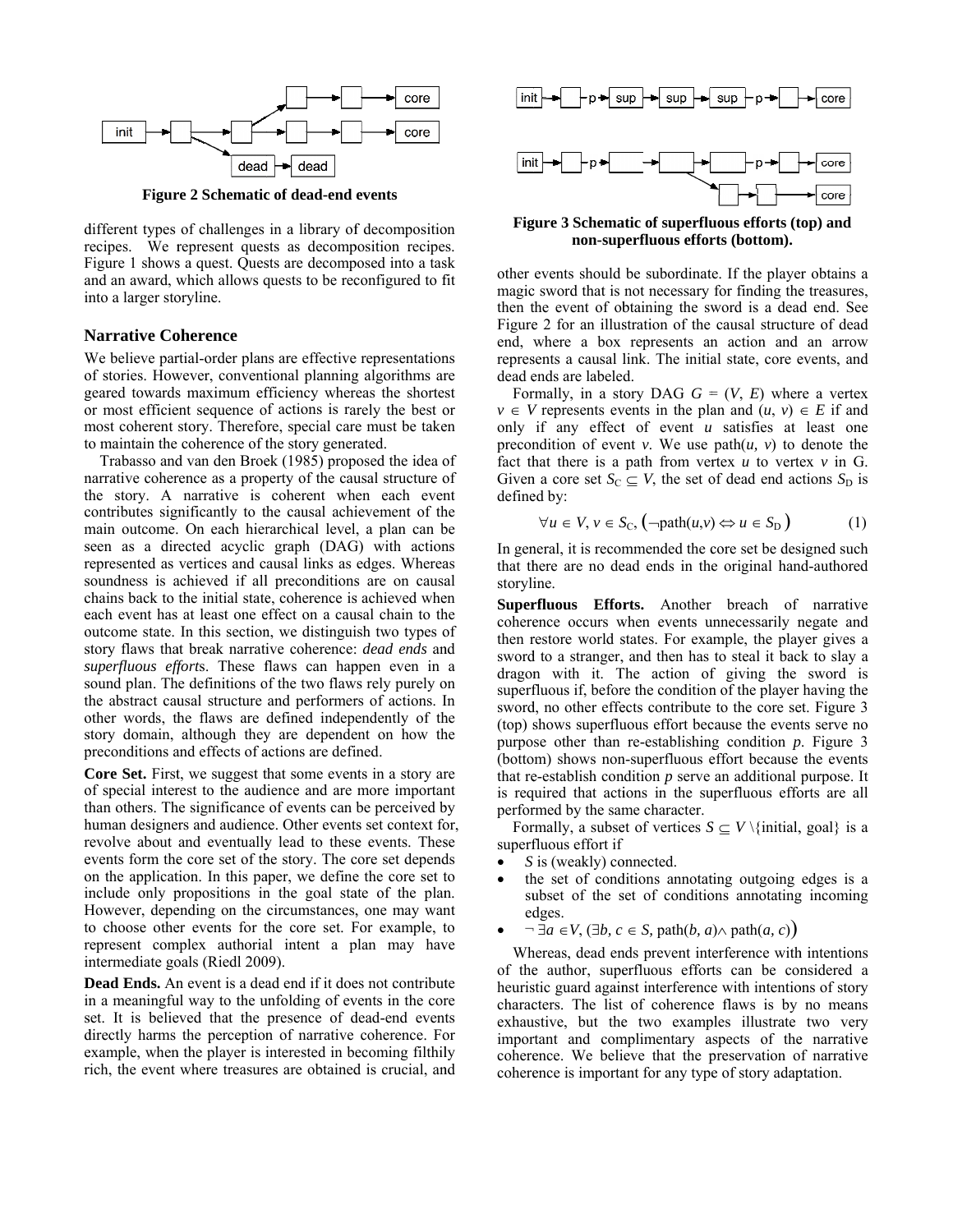Figure 2 Schematic of dead-end events

different types of challenges in a library of decomposition recipes. We represent quests as decomposition recipes. Figure 1 shows a quest. Quests are decomposed into a task and an award, which allows quests to be reconfigured to fit into a larger storyline.

## Narrative Coherence

We believe partial-order plans are effective representations of stories. However, conventional planning algorithms are geared towards maximum efficiency whereas the shortest or most efficient sequence of actions is rarely the best or most coherent story. Therefore, special care must be taken to maintain the coherence of the story generated.

Trabasso and van den Broek (1985) proposed the idea of narrative coherence as a property of the causal structure of the story. A narrative is coherent when each event contributes significantly to the causal achievement of the main outcome. On each hierarchical level, a plan can be seen as a directed acyclic graph (DAG) with actions represented as vertices and causal links as edges. Whereas soundness is achieved if all preconditions are on causal chains back to the initial state, coherence is achieved when each event has at least one effect on a causal chain to the outcome state. In this section, we distinguish two types of story flaws that break narrative coherence: *dead ends* and *superfluous efforts*. These flaws can happen even in a sound plan. The definitions of the two flaws rely purely on the abstract causal structure and performers of actions. In other words, the flaws are defined independently of the story domain, although they are dependent on how the preconditions and effects of actions are defined.

**Core Set.** First, we suggest that some events in a story are of special interest to the audience and are more important than others. The significance of events can be perceived by human designers and audience. Other events set context for, revolve about and eventually lead to these events. These events form the core set of the story. The core set depends on the application. In this paper, we define the core set to include only propositions in the goal state of the plan. However, depending on the circumstances, one may want to choose other events for the core set. For example, to represent complex authorial intent a plan may have intermediate goals (Riedl 2009).

**Dead Ends.** An event is a dead end if it does not contribute in a meaningful way to the unfolding of events in the core set. It is believed that the presence of dead-end events directly harms the perception of narrative coherence. For example, when the player is interested in becoming filthily rich, the event where treasures are obtained is crucial, and other events should be subordinate. If the player obtains a magic sword that is not necessary for finding the treasures, then the event of obtaining the sword is a dead end. See Figure 2 for an illustration of the causal structure of dead end, where a box represents an action and an arrow represents a causal link. The initial state, core events, and dead ends are labeled.

Formally, in a story DAG $G = (V, E)$ where a vertex $v \in V$ represents events in the plan and $(u, v) \in E$ if and only if any effect of event $u$ satisfies at least one precondition of event $v$. We use path$(u, v)$ to denote the fact that there is a path from vertex $u$ to vertex $v$ in G. Given a core set $S_C \subseteq V$, the set of dead end actions $S_D$ is defined by:

$$\forall u \in V, v \in S_C, \left(\neg \text{path}(u,v) \Leftrightarrow u \in S_D\right) \quad (1)$$

In general, it is recommended the core set be designed such that there are no dead ends in the original hand-authored storyline.

Figure 3 Schematic of superfluous efforts (top) and non-superfluous efforts (bottom).

**Superfluous Efforts.** Another breach of narrative coherence occurs when events unnecessarily negate and then restore world states. For example, the player gives a sword to a stranger, and then has to steal it back to slay a dragon with it. The action of giving the sword is superfluous if, before the condition of the player having the sword, no other effects contribute to the core set. Figure 3 (top) shows superfluous effort because the events serve no purpose other than re-establishing condition *p*. Figure 3 (bottom) shows non-superfluous effort because the events that re-establish condition *p* serve an additional purpose. It is required that actions in the superfluous efforts are all performed by the same character.

Formally, a subset of vertices $S \subseteq V \setminus$ {initial, goal} is a superfluous effort if

- $S$ is (weakly) connected.
- the set of conditions annotating outgoing edges is a subset of the set of conditions annotating incoming edges.
- $\neg \exists a \in V, (\exists b, c \in S, \text{path}(b, a) \wedge \text{path}(a, c))$

Whereas, dead ends prevent interference with intentions of the author, superfluous efforts can be considered a heuristic guard against interference with intentions of story characters. The list of coherence flaws is by no means exhaustive, but the two examples illustrate two very important and complimentary aspects of the narrative coherence. We believe that the preservation of narrative coherence is important for any type of story adaptation.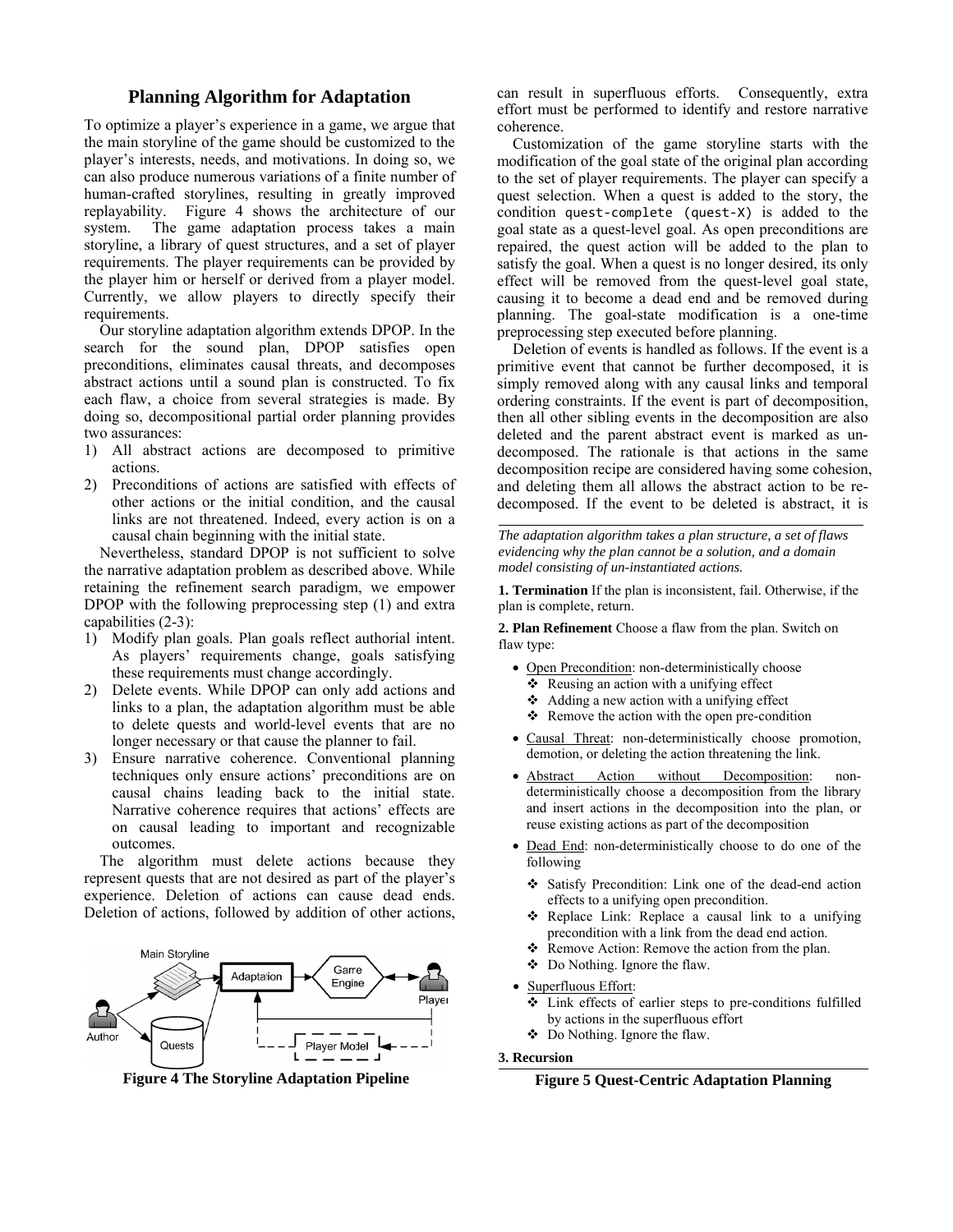## Planning Algorithm for Adaptation

To optimize a player's experience in a game, we argue that the main storyline of the game should be customized to the player's interests, needs, and motivations. In doing so, we can also produce numerous variations of a finite number of human-crafted storylines, resulting in greatly improved replayability. Figure 4 shows the architecture of our system. The game adaptation process takes a main storyline, a library of quest structures, and a set of player requirements. The player requirements can be provided by the player him or herself or derived from a player model. Currently, we allow players to directly specify their requirements.

Our storyline adaptation algorithm extends DPOP. In the search for the sound plan, DPOP satisfies open preconditions, eliminates causal threats, and decomposes abstract actions until a sound plan is constructed. To fix each flaw, a choice from several strategies is made. By doing so, decompositional partial order planning provides two assurances:

1) All abstract actions are decomposed to primitive actions.
2) Preconditions of actions are satisfied with effects of other actions or the initial condition, and the causal links are not threatened. Indeed, every action is on a causal chain beginning with the initial state.

Nevertheless, standard DPOP is not sufficient to solve the narrative adaptation problem as described above. While retaining the refinement search paradigm, we empower DPOP with the following preprocessing step (1) and extra capabilities (2-3):

1) Modify plan goals. Plan goals reflect authorial intent. As players' requirements change, goals satisfying these requirements must change accordingly.
2) Delete events. While DPOP can only add actions and links to a plan, the adaptation algorithm must be able to delete quests and world-level events that are no longer necessary or that cause the planner to fail.
3) Ensure narrative coherence. Conventional planning techniques only ensure actions' preconditions are on causal chains leading back to the initial state. Narrative coherence requires that actions' effects are on causal leading to important and recognizable outcomes.

The algorithm must delete actions because they represent quests that are not desired as part of the player's experience. Deletion of actions can cause dead ends. Deletion of actions, followed by addition of other actions, can result in superfluous efforts. Consequently, extra effort must be performed to identify and restore narrative coherence.

**Figure 4 The Storyline Adaptation Pipeline**

Customization of the game storyline starts with the modification of the goal state of the original plan according to the set of player requirements. The player can specify a quest selection. When a quest is added to the story, the condition `quest-complete (quest-X)` is added to the goal state as a quest-level goal. As open preconditions are repaired, the quest action will be added to the plan to satisfy the goal. When a quest is no longer desired, its only effect will be removed from the quest-level goal state, causing it to become a dead end and be removed during planning. The goal-state modification is a one-time preprocessing step executed before planning.

Deletion of events is handled as follows. If the event is a primitive event that cannot be further decomposed, it is simply removed along with any causal links and temporal ordering constraints. If the event is part of decomposition, then all other sibling events in the decomposition are also deleted and the parent abstract event is marked as un-decomposed. The rationale is that actions in the same decomposition recipe are considered having some cohesion, and deleting them all allows the abstract action to be re-decomposed. If the event to be deleted is abstract, it is

---

*The adaptation algorithm takes a plan structure, a set of flaws evidencing why the plan cannot be a solution, and a domain model consisting of un-instantiated actions.*

**1. Termination** If the plan is inconsistent, fail. Otherwise, if the plan is complete, return.

**2. Plan Refinement** Choose a flaw from the plan. Switch on flaw type:

- Open Precondition: non-deterministically choose
  - Reusing an action with a unifying effect
  - Adding a new action with a unifying effect
  - Remove the action with the open pre-condition
- Causal Threat: non-deterministically choose promotion, demotion, or deleting the action threatening the link.
- Abstract Action without Decomposition: non-deterministically choose a decomposition from the library and insert actions in the decomposition into the plan, or reuse existing actions as part of the decomposition
- Dead End: non-deterministically choose to do one of the following
  - Satisfy Precondition: Link one of the dead-end action effects to a unifying open precondition.
  - Replace Link: Replace a causal link to a unifying precondition with a link from the dead end action.
  - Remove Action: Remove the action from the plan.
  - Do Nothing. Ignore the flaw.
- Superfluous Effort:
  - Link effects of earlier steps to pre-conditions fulfilled by actions in the superfluous effort
  - Do Nothing. Ignore the flaw.

**3. Recursion**

**Figure 5 Quest-Centric Adaptation Planning**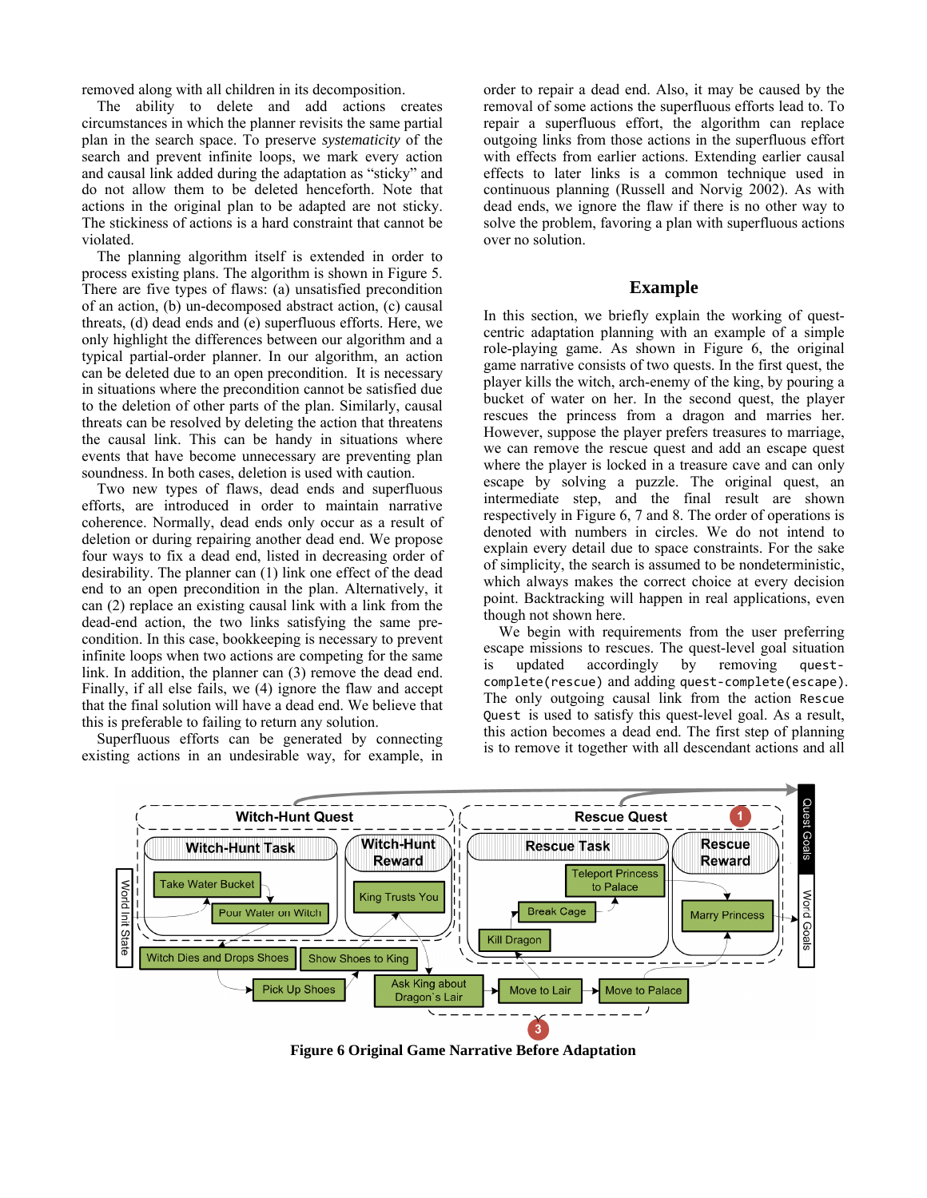removed along with all children in its decomposition.

The ability to delete and add actions creates circumstances in which the planner revisits the same partial plan in the search space. To preserve *systematicity* of the search and prevent infinite loops, we mark every action and causal link added during the adaptation as "sticky" and do not allow them to be deleted henceforth. Note that actions in the original plan to be adapted are not sticky. The stickiness of actions is a hard constraint that cannot be violated.

The planning algorithm itself is extended in order to process existing plans. The algorithm is shown in Figure 5. There are five types of flaws: (a) unsatisfied precondition of an action, (b) un-decomposed abstract action, (c) causal threats, (d) dead ends and (e) superfluous efforts. Here, we only highlight the differences between our algorithm and a typical partial-order planner. In our algorithm, an action can be deleted due to an open precondition. It is necessary in situations where the precondition cannot be satisfied due to the deletion of other parts of the plan. Similarly, causal threats can be resolved by deleting the action that threatens the causal link. This can be handy in situations where events that have become unnecessary are preventing plan soundness. In both cases, deletion is used with caution.

Two new types of flaws, dead ends and superfluous efforts, are introduced in order to maintain narrative coherence. Normally, dead ends only occur as a result of deletion or during repairing another dead end. We propose four ways to fix a dead end, listed in decreasing order of desirability. The planner can (1) link one effect of the dead end to an open precondition in the plan. Alternatively, it can (2) replace an existing causal link with a link from the dead-end action, the two links satisfying the same precondition. In this case, bookkeeping is necessary to prevent infinite loops when two actions are competing for the same link. In addition, the planner can (3) remove the dead end. Finally, if all else fails, we (4) ignore the flaw and accept that the final solution will have a dead end. We believe that this is preferable to failing to return any solution.

Superfluous efforts can be generated by connecting existing actions in an undesirable way, for example, in order to repair a dead end. Also, it may be caused by the removal of some actions the superfluous efforts lead to. To repair a superfluous effort, the algorithm can replace outgoing links from those actions in the superfluous effort with effects from earlier actions. Extending earlier causal effects to later links is a common technique used in continuous planning (Russell and Norvig 2002). As with dead ends, we ignore the flaw if there is no other way to solve the problem, favoring a plan with superfluous actions over no solution.

## Example

In this section, we briefly explain the working of quest-centric adaptation planning with an example of a simple role-playing game. As shown in Figure 6, the original game narrative consists of two quests. In the first quest, the player kills the witch, arch-enemy of the king, by pouring a bucket of water on her. In the second quest, the player rescues the princess from a dragon and marries her. However, suppose the player prefers treasures to marriage, we can remove the rescue quest and add an escape quest where the player is locked in a treasure cave and can only escape by solving a puzzle. The original quest, an intermediate step, and the final result are shown respectively in Figure 6, 7 and 8. The order of operations is denoted with numbers in circles. We do not intend to explain every detail due to space constraints. For the sake of simplicity, the search is assumed to be nondeterministic, which always makes the correct choice at every decision point. Backtracking will happen in real applications, even though not shown here.

We begin with requirements from the user preferring escape missions to rescues. The quest-level goal situation is updated accordingly by removing `quest-complete(rescue)` and adding `quest-complete(escape)`. The only outgoing causal link from the action `Rescue Quest` is used to satisfy this quest-level goal. As a result, this action becomes a dead end. The first step of planning is to remove it together with all descendant actions and all

**Figure 6 Original Game Narrative Before Adaptation**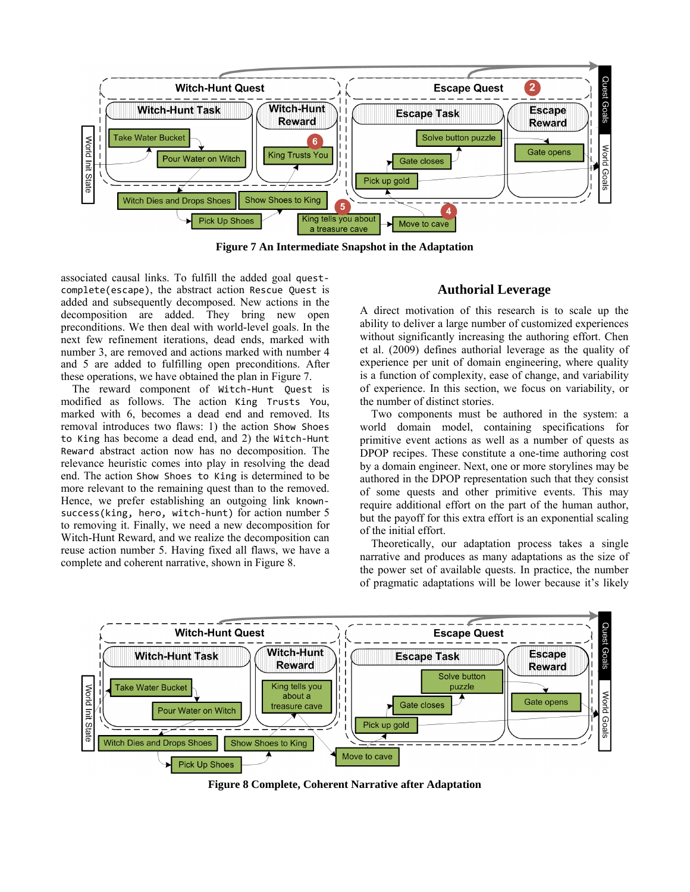Figure 7 An Intermediate Snapshot in the Adaptation

associated causal links. To fulfill the added goal `quest-complete(escape)`, the abstract action `Rescue Quest` is added and subsequently decomposed. New actions in the decomposition are added. They bring new open preconditions. We then deal with world-level goals. In the next few refinement iterations, dead ends, marked with number 3, are removed and actions marked with number 4 and 5 are added to fulfilling open preconditions. After these operations, we have obtained the plan in Figure 7.

The reward component of `Witch-Hunt Quest` is modified as follows. The action `King Trusts You`, marked with 6, becomes a dead end and removed. Its removal introduces two flaws: 1) the action `Show Shoes to King` has become a dead end, and 2) the `Witch-Hunt Reward` abstract action now has no decomposition. The relevance heuristic comes into play in resolving the dead end. The action `Show Shoes to King` is determined to be more relevant to the remaining quest than to the removed. Hence, we prefer establishing an outgoing link `known-success(king, hero, witch-hunt)` for action number 5 to removing it. Finally, we need a new decomposition for Witch-Hunt Reward, and we realize the decomposition can reuse action number 5. Having fixed all flaws, we have a complete and coherent narrative, shown in Figure 8.

## Authorial Leverage

A direct motivation of this research is to scale up the ability to deliver a large number of customized experiences without significantly increasing the authoring effort. Chen et al. (2009) defines authorial leverage as the quality of experience per unit of domain engineering, where quality is a function of complexity, ease of change, and variability of experience. In this section, we focus on variability, or the number of distinct stories.

Two components must be authored in the system: a world domain model, containing specifications for primitive event actions as well as a number of quests as DPOP recipes. These constitute a one-time authoring cost by a domain engineer. Next, one or more storylines may be authored in the DPOP representation such that they consist of some quests and other primitive events. This may require additional effort on the part of the human author, but the payoff for this extra effort is an exponential scaling of the initial effort.

Theoretically, our adaptation process takes a single narrative and produces as many adaptations as the size of the power set of available quests. In practice, the number of pragmatic adaptations will be lower because it's likely

Figure 8 Complete, Coherent Narrative after Adaptation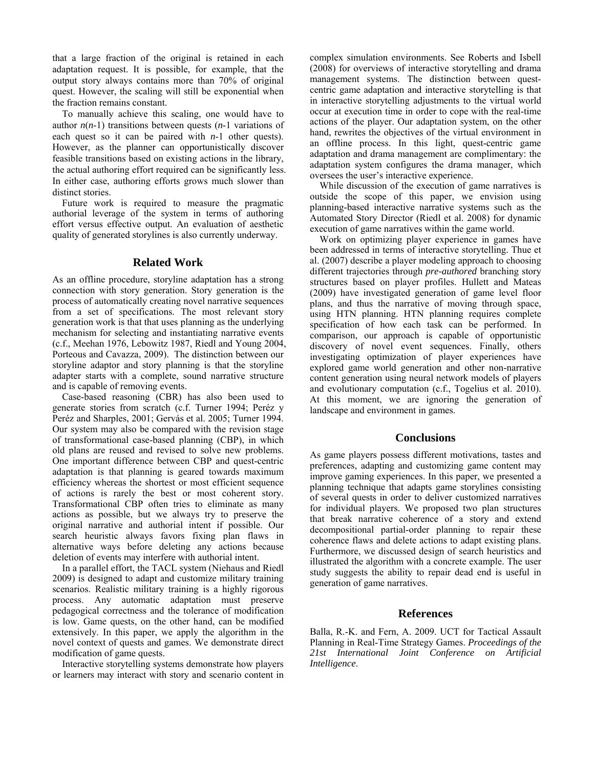that a large fraction of the original is retained in each adaptation request. It is possible, for example, that the output story always contains more than 70% of original quest. However, the scaling will still be exponential when the fraction remains constant.

To manually achieve this scaling, one would have to author $n(n-1)$ transitions between quests ($n$-1 variations of each quest so it can be paired with $n$-1 other quests). However, as the planner can opportunistically discover feasible transitions based on existing actions in the library, the actual authoring effort required can be significantly less. In either case, authoring efforts grows much slower than distinct stories.

Future work is required to measure the pragmatic authorial leverage of the system in terms of authoring effort versus effective output. An evaluation of aesthetic quality of generated storylines is also currently underway.

## Related Work

As an offline procedure, storyline adaptation has a strong connection with story generation. Story generation is the process of automatically creating novel narrative sequences from a set of specifications. The most relevant story generation work is that that uses planning as the underlying mechanism for selecting and instantiating narrative events (c.f., Meehan 1976, Lebowitz 1987, Riedl and Young 2004, Porteous and Cavazza, 2009). The distinction between our storyline adaptor and story planning is that the storyline adapter starts with a complete, sound narrative structure and is capable of removing events.

Case-based reasoning (CBR) has also been used to generate stories from scratch (c.f. Turner 1994; Peréz y Peréz and Sharples, 2001; Gervás et al. 2005; Turner 1994. Our system may also be compared with the revision stage of transformational case-based planning (CBP), in which old plans are reused and revised to solve new problems. One important difference between CBP and quest-centric adaptation is that planning is geared towards maximum efficiency whereas the shortest or most efficient sequence of actions is rarely the best or most coherent story. Transformational CBP often tries to eliminate as many actions as possible, but we always try to preserve the original narrative and authorial intent if possible. Our search heuristic always favors fixing plan flaws in alternative ways before deleting any actions because deletion of events may interfere with authorial intent.

In a parallel effort, the TACL system (Niehaus and Riedl 2009) is designed to adapt and customize military training scenarios. Realistic military training is a highly rigorous process. Any automatic adaptation must preserve pedagogical correctness and the tolerance of modification is low. Game quests, on the other hand, can be modified extensively. In this paper, we apply the algorithm in the novel context of quests and games. We demonstrate direct modification of game quests.

Interactive storytelling systems demonstrate how players or learners may interact with story and scenario content in complex simulation environments. See Roberts and Isbell (2008) for overviews of interactive storytelling and drama management systems. The distinction between quest-centric game adaptation and interactive storytelling is that in interactive storytelling adjustments to the virtual world occur at execution time in order to cope with the real-time actions of the player. Our adaptation system, on the other hand, rewrites the objectives of the virtual environment in an offline process. In this light, quest-centric game adaptation and drama management are complimentary: the adaptation system configures the drama manager, which oversees the user's interactive experience.

While discussion of the execution of game narratives is outside the scope of this paper, we envision using planning-based interactive narrative systems such as the Automated Story Director (Riedl et al. 2008) for dynamic execution of game narratives within the game world.

Work on optimizing player experience in games have been addressed in terms of interactive storytelling. Thue et al. (2007) describe a player modeling approach to choosing different trajectories through *pre-authored* branching story structures based on player profiles. Hullett and Mateas (2009) have investigated generation of game level floor plans, and thus the narrative of moving through space, using HTN planning. HTN planning requires complete specification of how each task can be performed. In comparison, our approach is capable of opportunistic discovery of novel event sequences. Finally, others investigating optimization of player experiences have explored game world generation and other non-narrative content generation using neural network models of players and evolutionary computation (c.f., Togelius et al. 2010). At this moment, we are ignoring the generation of landscape and environment in games.

## Conclusions

As game players possess different motivations, tastes and preferences, adapting and customizing game content may improve gaming experiences. In this paper, we presented a planning technique that adapts game storylines consisting of several quests in order to deliver customized narratives for individual players. We proposed two plan structures that break narrative coherence of a story and extend decompositional partial-order planning to repair these coherence flaws and delete actions to adapt existing plans. Furthermore, we discussed design of search heuristics and illustrated the algorithm with a concrete example. The user study suggests the ability to repair dead end is useful in generation of game narratives.

## References

Balla, R.-K. and Fern, A. 2009. UCT for Tactical Assault Planning in Real-Time Strategy Games. *Proceedings of the 21st International Joint Conference on Artificial Intelligence*.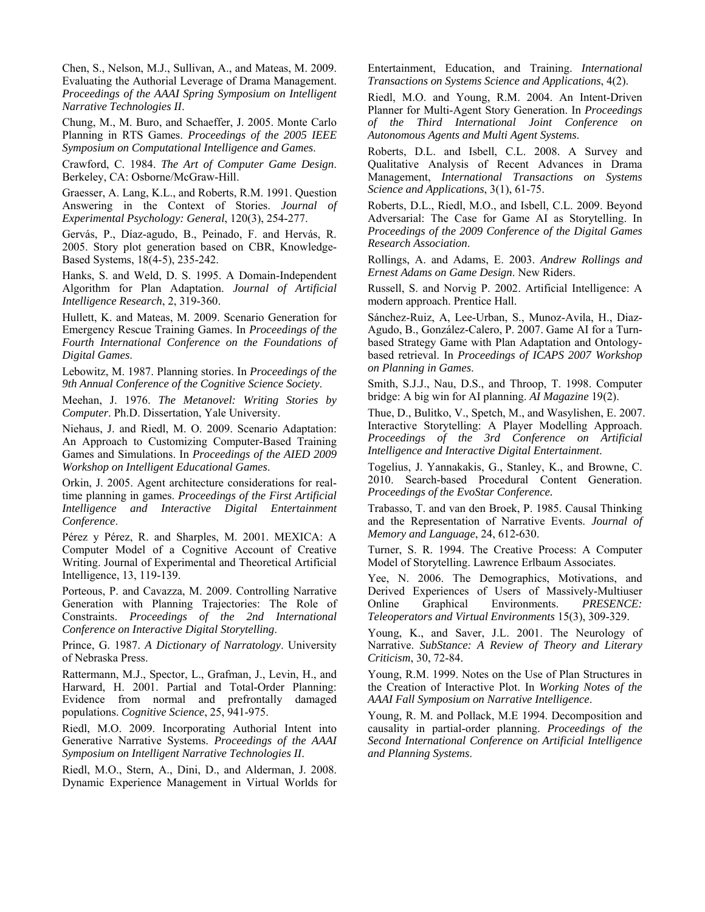Chen, S., Nelson, M.J., Sullivan, A., and Mateas, M. 2009. Evaluating the Authorial Leverage of Drama Management. *Proceedings of the AAAI Spring Symposium on Intelligent Narrative Technologies II*.

Chung, M., M. Buro, and Schaeffer, J. 2005. Monte Carlo Planning in RTS Games. *Proceedings of the 2005 IEEE Symposium on Computational Intelligence and Games*.

Crawford, C. 1984. *The Art of Computer Game Design*. Berkeley, CA: Osborne/McGraw-Hill.

Graesser, A. Lang, K.L., and Roberts, R.M. 1991. Question Answering in the Context of Stories. *Journal of Experimental Psychology: General*, 120(3), 254-277.

Gervás, P., Díaz-agudo, B., Peinado, F. and Hervás, R. 2005. Story plot generation based on CBR, Knowledge-Based Systems, 18(4-5), 235-242.

Hanks, S. and Weld, D. S. 1995. A Domain-Independent Algorithm for Plan Adaptation. *Journal of Artificial Intelligence Research*, 2, 319-360.

Hullett, K. and Mateas, M. 2009. Scenario Generation for Emergency Rescue Training Games. In *Proceedings of the Fourth International Conference on the Foundations of Digital Games*.

Lebowitz, M. 1987. Planning stories. In *Proceedings of the 9th Annual Conference of the Cognitive Science Society*.

Meehan, J. 1976. *The Metanovel: Writing Stories by Computer*. Ph.D. Dissertation, Yale University.

Niehaus, J. and Riedl, M. O. 2009. Scenario Adaptation: An Approach to Customizing Computer-Based Training Games and Simulations. In *Proceedings of the AIED 2009 Workshop on Intelligent Educational Games*.

Orkin, J. 2005. Agent architecture considerations for real-time planning in games. *Proceedings of the First Artificial Intelligence and Interactive Digital Entertainment Conference*.

Pérez y Pérez, R. and Sharples, M. 2001. MEXICA: A Computer Model of a Cognitive Account of Creative Writing. Journal of Experimental and Theoretical Artificial Intelligence, 13, 119-139.

Porteous, P. and Cavazza, M. 2009. Controlling Narrative Generation with Planning Trajectories: The Role of Constraints. *Proceedings of the 2nd International Conference on Interactive Digital Storytelling*.

Prince, G. 1987. *A Dictionary of Narratology*. University of Nebraska Press.

Rattermann, M.J., Spector, L., Grafman, J., Levin, H., and Harward, H. 2001. Partial and Total-Order Planning: Evidence from normal and prefrontally damaged populations. *Cognitive Science*, 25, 941-975.

Riedl, M.O. 2009. Incorporating Authorial Intent into Generative Narrative Systems. *Proceedings of the AAAI Symposium on Intelligent Narrative Technologies II*.

Riedl, M.O., Stern, A., Dini, D., and Alderman, J. 2008. Dynamic Experience Management in Virtual Worlds for Entertainment, Education, and Training. *International Transactions on Systems Science and Applications*, 4(2).

Riedl, M.O. and Young, R.M. 2004. An Intent-Driven Planner for Multi-Agent Story Generation. In *Proceedings of the Third International Joint Conference on Autonomous Agents and Multi Agent Systems*.

Roberts, D.L. and Isbell, C.L. 2008. A Survey and Qualitative Analysis of Recent Advances in Drama Management, *International Transactions on Systems Science and Applications*, 3(1), 61-75.

Roberts, D.L., Riedl, M.O., and Isbell, C.L. 2009. Beyond Adversarial: The Case for Game AI as Storytelling. In *Proceedings of the 2009 Conference of the Digital Games Research Association*.

Rollings, A. and Adams, E. 2003. *Andrew Rollings and Ernest Adams on Game Design*. New Riders.

Russell, S. and Norvig P. 2002. Artificial Intelligence: A modern approach. Prentice Hall.

Sánchez-Ruiz, A, Lee-Urban, S., Munoz-Avila, H., Diaz-Agudo, B., González-Calero, P. 2007. Game AI for a Turn-based Strategy Game with Plan Adaptation and Ontology-based retrieval. In *Proceedings of ICAPS 2007 Workshop on Planning in Games*.

Smith, S.J.J., Nau, D.S., and Throop, T. 1998. Computer bridge: A big win for AI planning. *AI Magazine* 19(2).

Thue, D., Bulitko, V., Spetch, M., and Wasylishen, E. 2007. Interactive Storytelling: A Player Modelling Approach. *Proceedings of the 3rd Conference on Artificial Intelligence and Interactive Digital Entertainment*.

Togelius, J. Yannakakis, G., Stanley, K., and Browne, C. 2010. Search-based Procedural Content Generation. *Proceedings of the EvoStar Conference*.

Trabasso, T. and van den Broek, P. 1985. Causal Thinking and the Representation of Narrative Events. *Journal of Memory and Language*, 24, 612-630.

Turner, S. R. 1994. The Creative Process: A Computer Model of Storytelling. Lawrence Erlbaum Associates.

Yee, N. 2006. The Demographics, Motivations, and Derived Experiences of Users of Massively-Multiuser Online Graphical Environments. *PRESENCE: Teleoperators and Virtual Environments* 15(3), 309-329.

Young, K., and Saver, J.L. 2001. The Neurology of Narrative. *SubStance: A Review of Theory and Literary Criticism*, 30, 72-84.

Young, R.M. 1999. Notes on the Use of Plan Structures in the Creation of Interactive Plot. In *Working Notes of the AAAI Fall Symposium on Narrative Intelligence*.

Young, R. M. and Pollack, M.E 1994. Decomposition and causality in partial-order planning. *Proceedings of the Second International Conference on Artificial Intelligence and Planning Systems*.